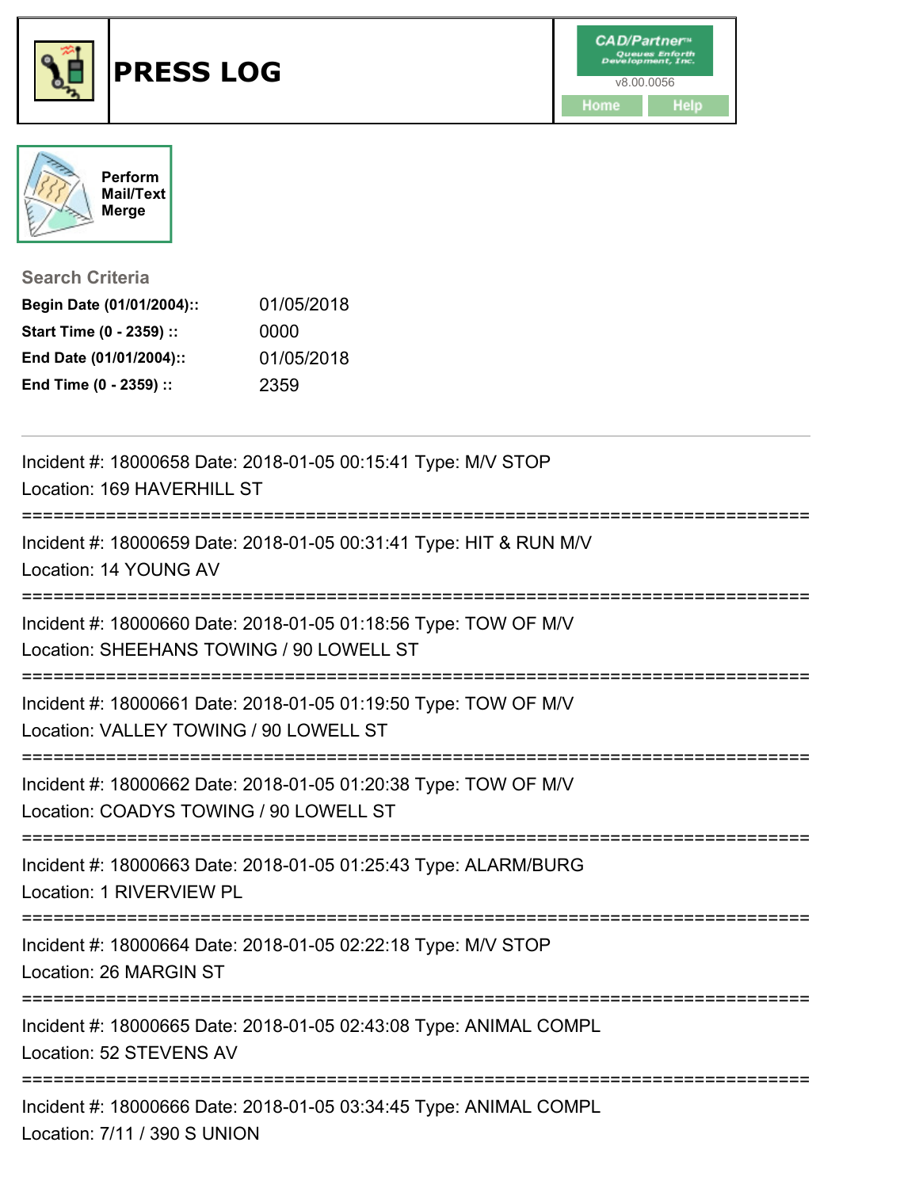# PRESS LOG

CAD/Partner™ Queues Enforth Development, Inc.
v8.00.0056

Home | Help

Perform Mail/Text Merge

## Search Criteria

| | |
|---|---|
| **Begin Date (01/01/2004)::** | 01/05/2018 |
| **Start Time (0 - 2359) ::** | 0000 |
| **End Date (01/01/2004)::** | 01/05/2018 |
| **End Time (0 - 2359) ::** | 2359 |

---

Incident #: 18000658 Date: 2018-01-05 00:15:41 Type: M/V STOP
Location: 169 HAVERHILL ST

===========================================================================

Incident #: 18000659 Date: 2018-01-05 00:31:41 Type: HIT & RUN M/V
Location: 14 YOUNG AV

===========================================================================

Incident #: 18000660 Date: 2018-01-05 01:18:56 Type: TOW OF M/V
Location: SHEEHANS TOWING / 90 LOWELL ST

===========================================================================

Incident #: 18000661 Date: 2018-01-05 01:19:50 Type: TOW OF M/V
Location: VALLEY TOWING / 90 LOWELL ST

===========================================================================

Incident #: 18000662 Date: 2018-01-05 01:20:38 Type: TOW OF M/V
Location: COADYS TOWING / 90 LOWELL ST

===========================================================================

Incident #: 18000663 Date: 2018-01-05 01:25:43 Type: ALARM/BURG
Location: 1 RIVERVIEW PL

===========================================================================

Incident #: 18000664 Date: 2018-01-05 02:22:18 Type: M/V STOP
Location: 26 MARGIN ST

===========================================================================

Incident #: 18000665 Date: 2018-01-05 02:43:08 Type: ANIMAL COMPL
Location: 52 STEVENS AV

===========================================================================

Incident #: 18000666 Date: 2018-01-05 03:34:45 Type: ANIMAL COMPL
Location: 7/11 / 390 S UNION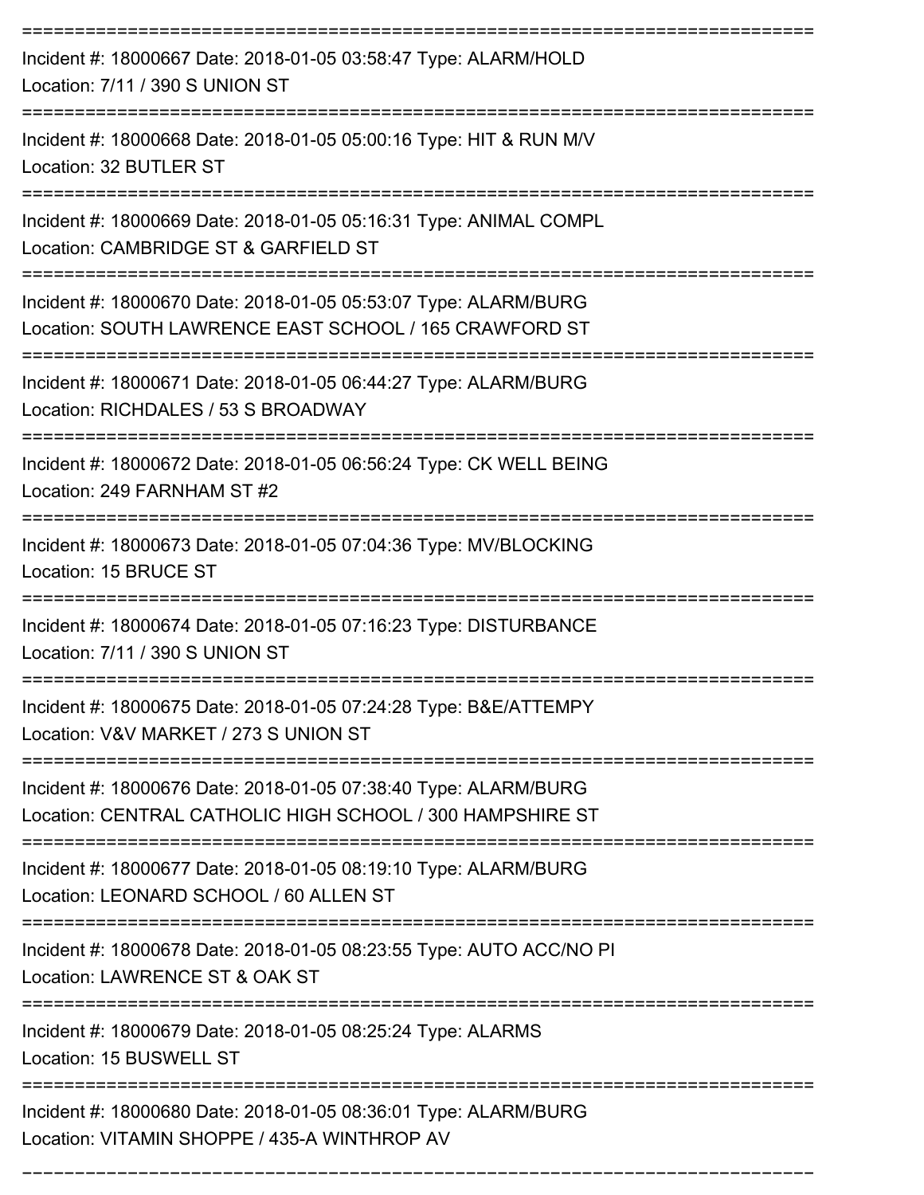Incident #: 18000667 Date: 2018-01-05 03:58:47 Type: ALARM/HOLD
Location: 7/11 / 390 S UNION ST

---

Incident #: 18000668 Date: 2018-01-05 05:00:16 Type: HIT & RUN M/V
Location: 32 BUTLER ST

---

Incident #: 18000669 Date: 2018-01-05 05:16:31 Type: ANIMAL COMPL
Location: CAMBRIDGE ST & GARFIELD ST

---

Incident #: 18000670 Date: 2018-01-05 05:53:07 Type: ALARM/BURG
Location: SOUTH LAWRENCE EAST SCHOOL / 165 CRAWFORD ST

---

Incident #: 18000671 Date: 2018-01-05 06:44:27 Type: ALARM/BURG
Location: RICHDALES / 53 S BROADWAY

---

Incident #: 18000672 Date: 2018-01-05 06:56:24 Type: CK WELL BEING
Location: 249 FARNHAM ST #2

---

Incident #: 18000673 Date: 2018-01-05 07:04:36 Type: MV/BLOCKING
Location: 15 BRUCE ST

---

Incident #: 18000674 Date: 2018-01-05 07:16:23 Type: DISTURBANCE
Location: 7/11 / 390 S UNION ST

---

Incident #: 18000675 Date: 2018-01-05 07:24:28 Type: B&E/ATTEMPY
Location: V&V MARKET / 273 S UNION ST

---

Incident #: 18000676 Date: 2018-01-05 07:38:40 Type: ALARM/BURG
Location: CENTRAL CATHOLIC HIGH SCHOOL / 300 HAMPSHIRE ST

---

Incident #: 18000677 Date: 2018-01-05 08:19:10 Type: ALARM/BURG
Location: LEONARD SCHOOL / 60 ALLEN ST

---

Incident #: 18000678 Date: 2018-01-05 08:23:55 Type: AUTO ACC/NO PI
Location: LAWRENCE ST & OAK ST

---

Incident #: 18000679 Date: 2018-01-05 08:25:24 Type: ALARMS
Location: 15 BUSWELL ST

---

Incident #: 18000680 Date: 2018-01-05 08:36:01 Type: ALARM/BURG
Location: VITAMIN SHOPPE / 435-A WINTHROP AV

---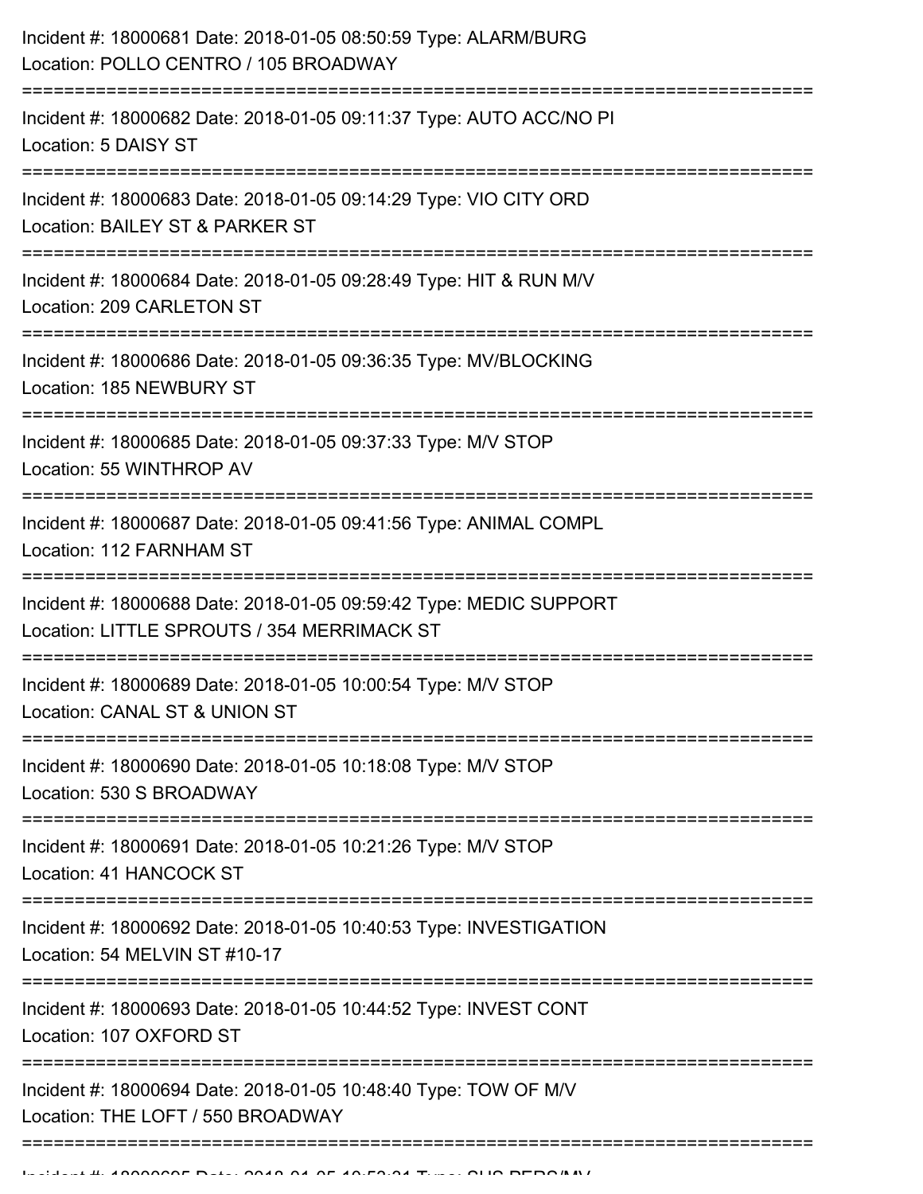Incident #: 18000681 Date: 2018-01-05 08:50:59 Type: ALARM/BURG
Location: POLLO CENTRO / 105 BROADWAY

===========================================================================

Incident #: 18000682 Date: 2018-01-05 09:11:37 Type: AUTO ACC/NO PI
Location: 5 DAISY ST

===========================================================================

Incident #: 18000683 Date: 2018-01-05 09:14:29 Type: VIO CITY ORD
Location: BAILEY ST & PARKER ST

===========================================================================

Incident #: 18000684 Date: 2018-01-05 09:28:49 Type: HIT & RUN M/V
Location: 209 CARLETON ST

===========================================================================

Incident #: 18000686 Date: 2018-01-05 09:36:35 Type: MV/BLOCKING
Location: 185 NEWBURY ST

===========================================================================

Incident #: 18000685 Date: 2018-01-05 09:37:33 Type: M/V STOP
Location: 55 WINTHROP AV

===========================================================================

Incident #: 18000687 Date: 2018-01-05 09:41:56 Type: ANIMAL COMPL
Location: 112 FARNHAM ST

===========================================================================

Incident #: 18000688 Date: 2018-01-05 09:59:42 Type: MEDIC SUPPORT
Location: LITTLE SPROUTS / 354 MERRIMACK ST

===========================================================================

Incident #: 18000689 Date: 2018-01-05 10:00:54 Type: M/V STOP
Location: CANAL ST & UNION ST

===========================================================================

Incident #: 18000690 Date: 2018-01-05 10:18:08 Type: M/V STOP
Location: 530 S BROADWAY

===========================================================================

Incident #: 18000691 Date: 2018-01-05 10:21:26 Type: M/V STOP
Location: 41 HANCOCK ST

===========================================================================

Incident #: 18000692 Date: 2018-01-05 10:40:53 Type: INVESTIGATION
Location: 54 MELVIN ST #10-17

===========================================================================

Incident #: 18000693 Date: 2018-01-05 10:44:52 Type: INVEST CONT
Location: 107 OXFORD ST

===========================================================================

Incident #: 18000694 Date: 2018-01-05 10:48:40 Type: TOW OF M/V
Location: THE LOFT / 550 BROADWAY

===========================================================================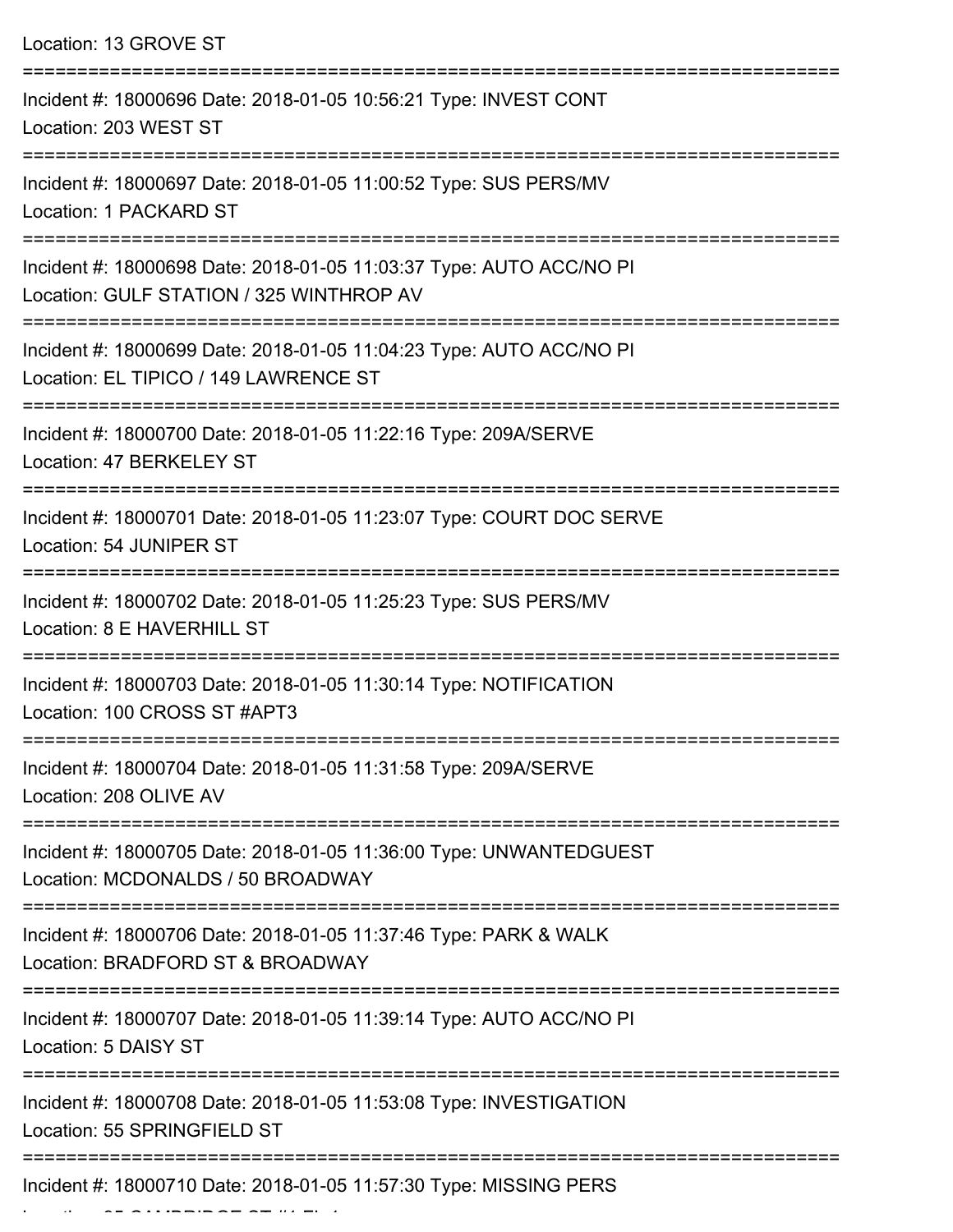Location: 13 GROVE ST

===========================================================================

Incident #: 18000696 Date: 2018-01-05 10:56:21 Type: INVEST CONT
Location: 203 WEST ST

===========================================================================

Incident #: 18000697 Date: 2018-01-05 11:00:52 Type: SUS PERS/MV
Location: 1 PACKARD ST

===========================================================================

Incident #: 18000698 Date: 2018-01-05 11:03:37 Type: AUTO ACC/NO PI
Location: GULF STATION / 325 WINTHROP AV

===========================================================================

Incident #: 18000699 Date: 2018-01-05 11:04:23 Type: AUTO ACC/NO PI
Location: EL TIPICO / 149 LAWRENCE ST

===========================================================================

Incident #: 18000700 Date: 2018-01-05 11:22:16 Type: 209A/SERVE
Location: 47 BERKELEY ST

===========================================================================

Incident #: 18000701 Date: 2018-01-05 11:23:07 Type: COURT DOC SERVE
Location: 54 JUNIPER ST

===========================================================================

Incident #: 18000702 Date: 2018-01-05 11:25:23 Type: SUS PERS/MV
Location: 8 E HAVERHILL ST

===========================================================================

Incident #: 18000703 Date: 2018-01-05 11:30:14 Type: NOTIFICATION
Location: 100 CROSS ST #APT3

===========================================================================

Incident #: 18000704 Date: 2018-01-05 11:31:58 Type: 209A/SERVE
Location: 208 OLIVE AV

===========================================================================

Incident #: 18000705 Date: 2018-01-05 11:36:00 Type: UNWANTEDGUEST
Location: MCDONALDS / 50 BROADWAY

===========================================================================

Incident #: 18000706 Date: 2018-01-05 11:37:46 Type: PARK & WALK
Location: BRADFORD ST & BROADWAY

===========================================================================

Incident #: 18000707 Date: 2018-01-05 11:39:14 Type: AUTO ACC/NO PI
Location: 5 DAISY ST

===========================================================================

Incident #: 18000708 Date: 2018-01-05 11:53:08 Type: INVESTIGATION
Location: 55 SPRINGFIELD ST

===========================================================================

Incident #: 18000710 Date: 2018-01-05 11:57:30 Type: MISSING PERS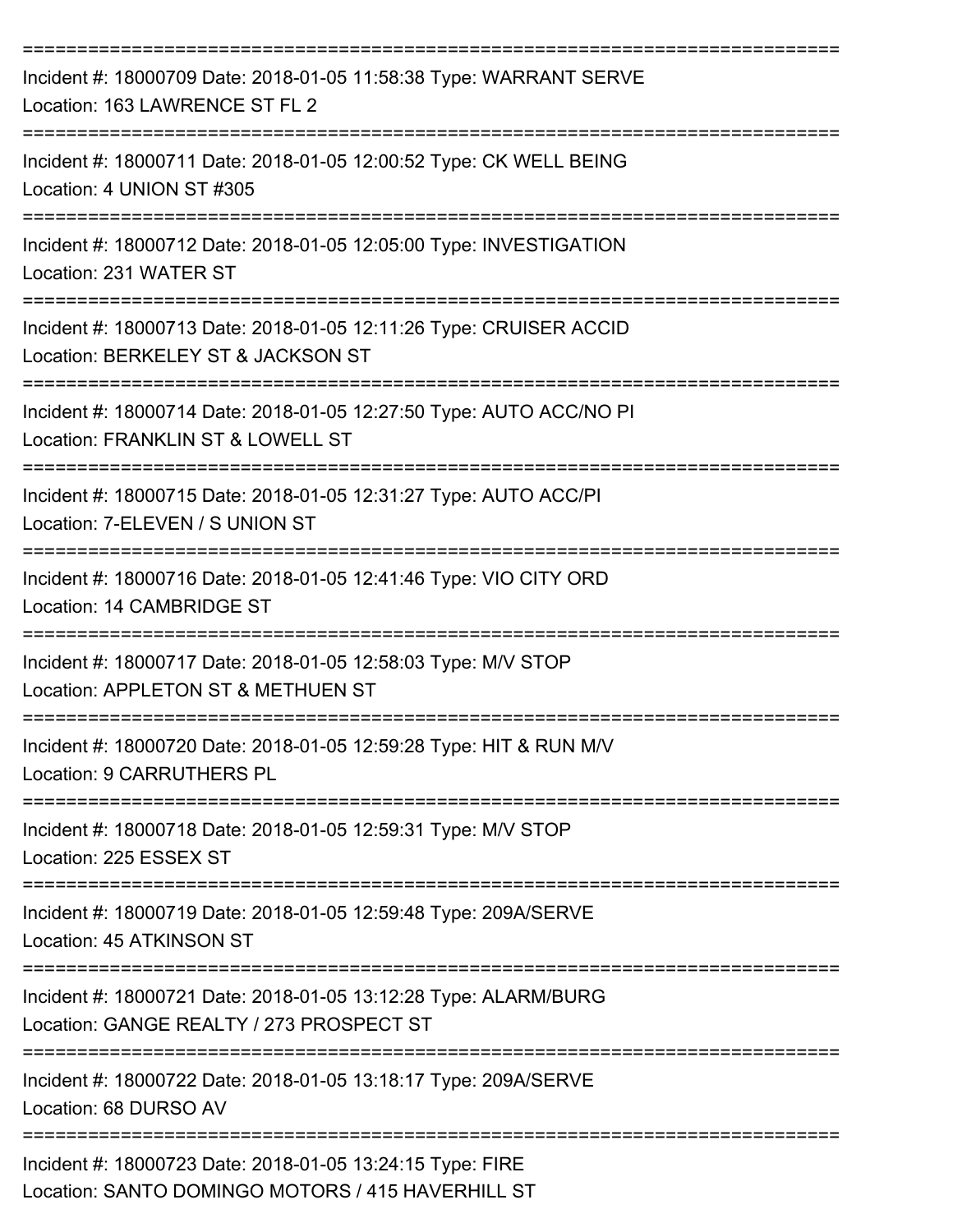===========================================================================

Incident #: 18000709 Date: 2018-01-05 11:58:38 Type: WARRANT SERVE
Location: 163 LAWRENCE ST FL 2

===========================================================================

Incident #: 18000711 Date: 2018-01-05 12:00:52 Type: CK WELL BEING
Location: 4 UNION ST #305

===========================================================================

Incident #: 18000712 Date: 2018-01-05 12:05:00 Type: INVESTIGATION
Location: 231 WATER ST

===========================================================================

Incident #: 18000713 Date: 2018-01-05 12:11:26 Type: CRUISER ACCID
Location: BERKELEY ST & JACKSON ST

===========================================================================

Incident #: 18000714 Date: 2018-01-05 12:27:50 Type: AUTO ACC/NO PI
Location: FRANKLIN ST & LOWELL ST

===========================================================================

Incident #: 18000715 Date: 2018-01-05 12:31:27 Type: AUTO ACC/PI
Location: 7-ELEVEN / S UNION ST

===========================================================================

Incident #: 18000716 Date: 2018-01-05 12:41:46 Type: VIO CITY ORD
Location: 14 CAMBRIDGE ST

===========================================================================

Incident #: 18000717 Date: 2018-01-05 12:58:03 Type: M/V STOP
Location: APPLETON ST & METHUEN ST

===========================================================================

Incident #: 18000720 Date: 2018-01-05 12:59:28 Type: HIT & RUN M/V
Location: 9 CARRUTHERS PL

===========================================================================

Incident #: 18000718 Date: 2018-01-05 12:59:31 Type: M/V STOP
Location: 225 ESSEX ST

===========================================================================

Incident #: 18000719 Date: 2018-01-05 12:59:48 Type: 209A/SERVE
Location: 45 ATKINSON ST

===========================================================================

Incident #: 18000721 Date: 2018-01-05 13:12:28 Type: ALARM/BURG
Location: GANGE REALTY / 273 PROSPECT ST

===========================================================================

Incident #: 18000722 Date: 2018-01-05 13:18:17 Type: 209A/SERVE
Location: 68 DURSO AV

===========================================================================

Incident #: 18000723 Date: 2018-01-05 13:24:15 Type: FIRE
Location: SANTO DOMINGO MOTORS / 415 HAVERHILL ST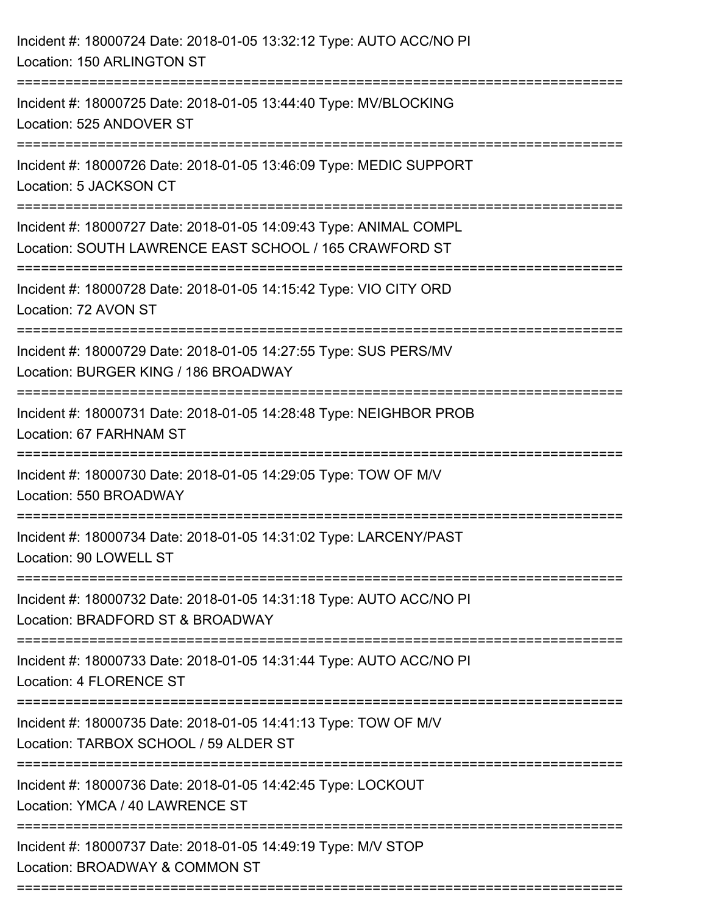Incident #: 18000724 Date: 2018-01-05 13:32:12 Type: AUTO ACC/NO PI
Location: 150 ARLINGTON ST

===========================================================================

Incident #: 18000725 Date: 2018-01-05 13:44:40 Type: MV/BLOCKING
Location: 525 ANDOVER ST

===========================================================================

Incident #: 18000726 Date: 2018-01-05 13:46:09 Type: MEDIC SUPPORT
Location: 5 JACKSON CT

===========================================================================

Incident #: 18000727 Date: 2018-01-05 14:09:43 Type: ANIMAL COMPL
Location: SOUTH LAWRENCE EAST SCHOOL / 165 CRAWFORD ST

===========================================================================

Incident #: 18000728 Date: 2018-01-05 14:15:42 Type: VIO CITY ORD
Location: 72 AVON ST

===========================================================================

Incident #: 18000729 Date: 2018-01-05 14:27:55 Type: SUS PERS/MV
Location: BURGER KING / 186 BROADWAY

===========================================================================

Incident #: 18000731 Date: 2018-01-05 14:28:48 Type: NEIGHBOR PROB
Location: 67 FARHNAM ST

===========================================================================

Incident #: 18000730 Date: 2018-01-05 14:29:05 Type: TOW OF M/V
Location: 550 BROADWAY

===========================================================================

Incident #: 18000734 Date: 2018-01-05 14:31:02 Type: LARCENY/PAST
Location: 90 LOWELL ST

===========================================================================

Incident #: 18000732 Date: 2018-01-05 14:31:18 Type: AUTO ACC/NO PI
Location: BRADFORD ST & BROADWAY

===========================================================================

Incident #: 18000733 Date: 2018-01-05 14:31:44 Type: AUTO ACC/NO PI
Location: 4 FLORENCE ST

===========================================================================

Incident #: 18000735 Date: 2018-01-05 14:41:13 Type: TOW OF M/V
Location: TARBOX SCHOOL / 59 ALDER ST

===========================================================================

Incident #: 18000736 Date: 2018-01-05 14:42:45 Type: LOCKOUT
Location: YMCA / 40 LAWRENCE ST

===========================================================================

Incident #: 18000737 Date: 2018-01-05 14:49:19 Type: M/V STOP
Location: BROADWAY & COMMON ST

===========================================================================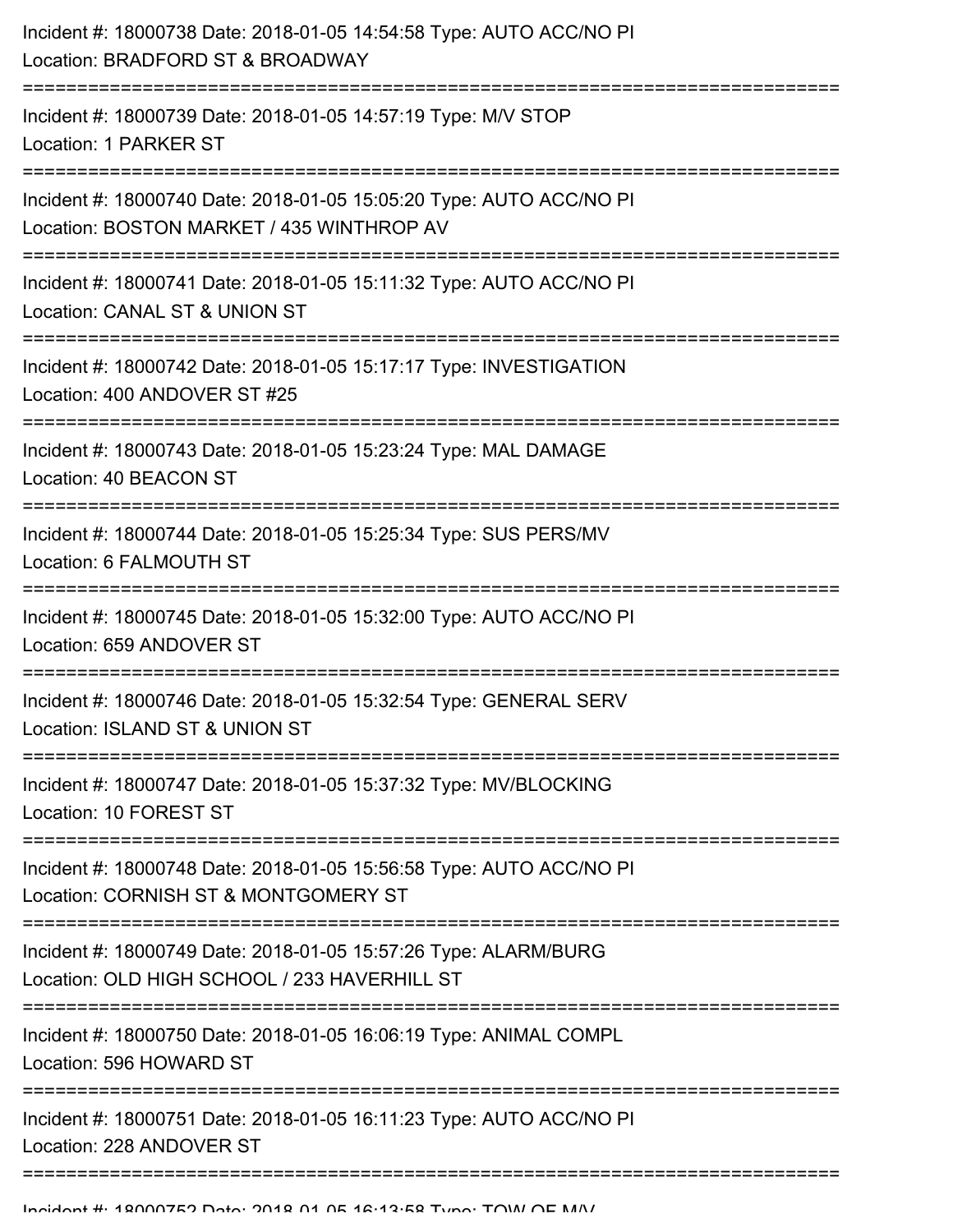Incident #: 18000738 Date: 2018-01-05 14:54:58 Type: AUTO ACC/NO PI
Location: BRADFORD ST & BROADWAY

===========================================================================

Incident #: 18000739 Date: 2018-01-05 14:57:19 Type: M/V STOP
Location: 1 PARKER ST

===========================================================================

Incident #: 18000740 Date: 2018-01-05 15:05:20 Type: AUTO ACC/NO PI
Location: BOSTON MARKET / 435 WINTHROP AV

===========================================================================

Incident #: 18000741 Date: 2018-01-05 15:11:32 Type: AUTO ACC/NO PI
Location: CANAL ST & UNION ST

===========================================================================

Incident #: 18000742 Date: 2018-01-05 15:17:17 Type: INVESTIGATION
Location: 400 ANDOVER ST #25

===========================================================================

Incident #: 18000743 Date: 2018-01-05 15:23:24 Type: MAL DAMAGE
Location: 40 BEACON ST

===========================================================================

Incident #: 18000744 Date: 2018-01-05 15:25:34 Type: SUS PERS/MV
Location: 6 FALMOUTH ST

===========================================================================

Incident #: 18000745 Date: 2018-01-05 15:32:00 Type: AUTO ACC/NO PI
Location: 659 ANDOVER ST

===========================================================================

Incident #: 18000746 Date: 2018-01-05 15:32:54 Type: GENERAL SERV
Location: ISLAND ST & UNION ST

===========================================================================

Incident #: 18000747 Date: 2018-01-05 15:37:32 Type: MV/BLOCKING
Location: 10 FOREST ST

===========================================================================

Incident #: 18000748 Date: 2018-01-05 15:56:58 Type: AUTO ACC/NO PI
Location: CORNISH ST & MONTGOMERY ST

===========================================================================

Incident #: 18000749 Date: 2018-01-05 15:57:26 Type: ALARM/BURG
Location: OLD HIGH SCHOOL / 233 HAVERHILL ST

===========================================================================

Incident #: 18000750 Date: 2018-01-05 16:06:19 Type: ANIMAL COMPL
Location: 596 HOWARD ST

===========================================================================

Incident #: 18000751 Date: 2018-01-05 16:11:23 Type: AUTO ACC/NO PI
Location: 228 ANDOVER ST

===========================================================================

Incident #: 18000752 Date: 2018-01-05 16:13:58 Type: TOW OF M/V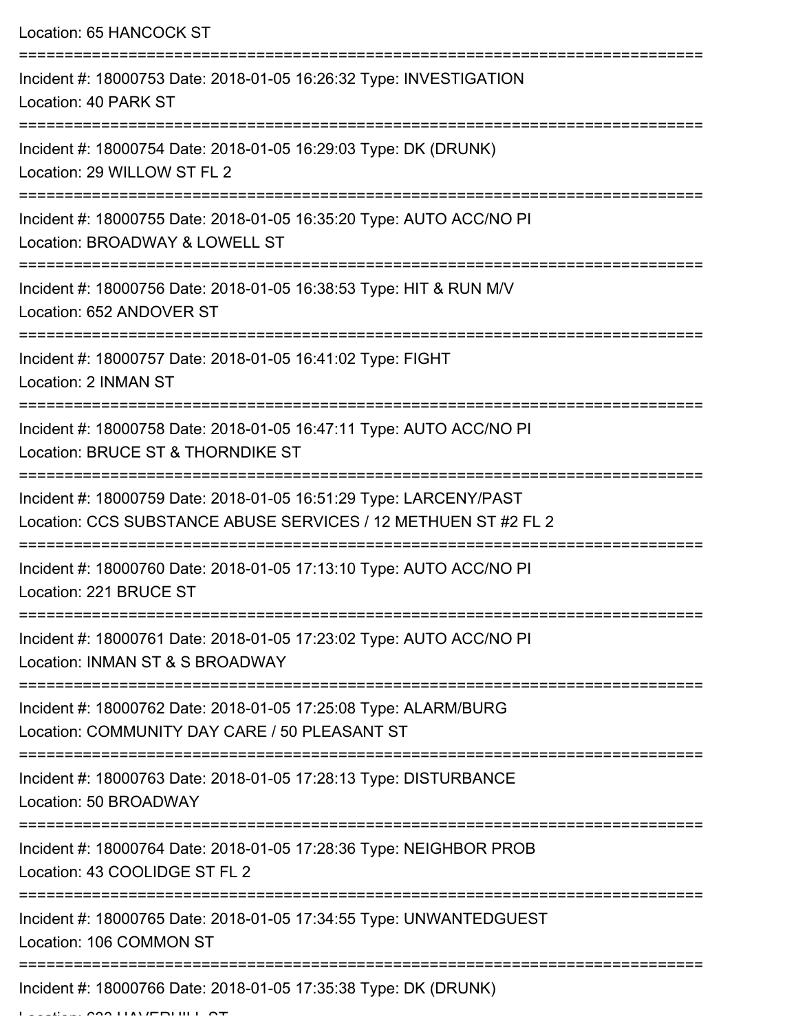Location: 65 HANCOCK ST

===========================================================================

Incident #: 18000753 Date: 2018-01-05 16:26:32 Type: INVESTIGATION

Location: 40 PARK ST

===========================================================================

Incident #: 18000754 Date: 2018-01-05 16:29:03 Type: DK (DRUNK)

Location: 29 WILLOW ST FL 2

===========================================================================

Incident #: 18000755 Date: 2018-01-05 16:35:20 Type: AUTO ACC/NO PI

Location: BROADWAY & LOWELL ST

===========================================================================

Incident #: 18000756 Date: 2018-01-05 16:38:53 Type: HIT & RUN M/V

Location: 652 ANDOVER ST

===========================================================================

Incident #: 18000757 Date: 2018-01-05 16:41:02 Type: FIGHT

Location: 2 INMAN ST

===========================================================================

Incident #: 18000758 Date: 2018-01-05 16:47:11 Type: AUTO ACC/NO PI

Location: BRUCE ST & THORNDIKE ST

===========================================================================

Incident #: 18000759 Date: 2018-01-05 16:51:29 Type: LARCENY/PAST

Location: CCS SUBSTANCE ABUSE SERVICES / 12 METHUEN ST #2 FL 2

===========================================================================

Incident #: 18000760 Date: 2018-01-05 17:13:10 Type: AUTO ACC/NO PI

Location: 221 BRUCE ST

===========================================================================

Incident #: 18000761 Date: 2018-01-05 17:23:02 Type: AUTO ACC/NO PI

Location: INMAN ST & S BROADWAY

===========================================================================

Incident #: 18000762 Date: 2018-01-05 17:25:08 Type: ALARM/BURG

Location: COMMUNITY DAY CARE / 50 PLEASANT ST

===========================================================================

Incident #: 18000763 Date: 2018-01-05 17:28:13 Type: DISTURBANCE

Location: 50 BROADWAY

===========================================================================

Incident #: 18000764 Date: 2018-01-05 17:28:36 Type: NEIGHBOR PROB

Location: 43 COOLIDGE ST FL 2

===========================================================================

Incident #: 18000765 Date: 2018-01-05 17:34:55 Type: UNWANTEDGUEST

Location: 106 COMMON ST

===========================================================================

Incident #: 18000766 Date: 2018-01-05 17:35:38 Type: DK (DRUNK)

Location: 632 HAVERHILL ST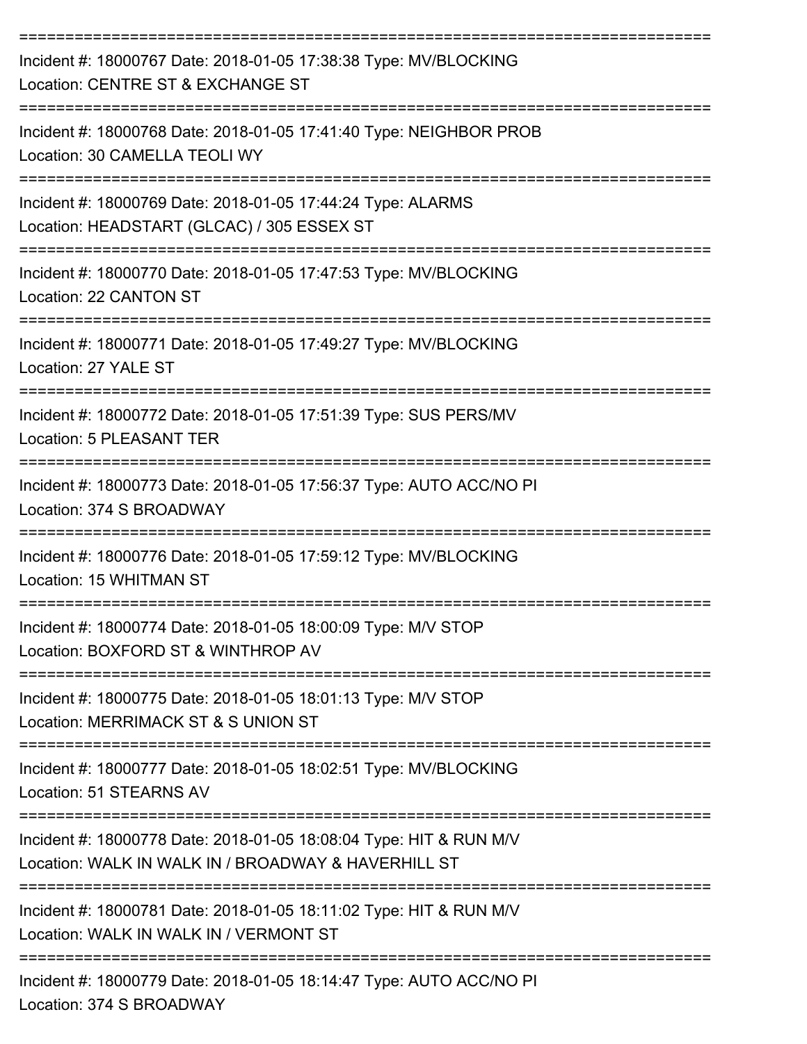===========================================================================
Incident #: 18000767 Date: 2018-01-05 17:38:38 Type: MV/BLOCKING
Location: CENTRE ST & EXCHANGE ST
===========================================================================
Incident #: 18000768 Date: 2018-01-05 17:41:40 Type: NEIGHBOR PROB
Location: 30 CAMELLA TEOLI WY
===========================================================================
Incident #: 18000769 Date: 2018-01-05 17:44:24 Type: ALARMS
Location: HEADSTART (GLCAC) / 305 ESSEX ST
===========================================================================
Incident #: 18000770 Date: 2018-01-05 17:47:53 Type: MV/BLOCKING
Location: 22 CANTON ST
===========================================================================
Incident #: 18000771 Date: 2018-01-05 17:49:27 Type: MV/BLOCKING
Location: 27 YALE ST
===========================================================================
Incident #: 18000772 Date: 2018-01-05 17:51:39 Type: SUS PERS/MV
Location: 5 PLEASANT TER
===========================================================================
Incident #: 18000773 Date: 2018-01-05 17:56:37 Type: AUTO ACC/NO PI
Location: 374 S BROADWAY
===========================================================================
Incident #: 18000776 Date: 2018-01-05 17:59:12 Type: MV/BLOCKING
Location: 15 WHITMAN ST
===========================================================================
Incident #: 18000774 Date: 2018-01-05 18:00:09 Type: M/V STOP
Location: BOXFORD ST & WINTHROP AV
===========================================================================
Incident #: 18000775 Date: 2018-01-05 18:01:13 Type: M/V STOP
Location: MERRIMACK ST & S UNION ST
===========================================================================
Incident #: 18000777 Date: 2018-01-05 18:02:51 Type: MV/BLOCKING
Location: 51 STEARNS AV
===========================================================================
Incident #: 18000778 Date: 2018-01-05 18:08:04 Type: HIT & RUN M/V
Location: WALK IN WALK IN / BROADWAY & HAVERHILL ST
===========================================================================
Incident #: 18000781 Date: 2018-01-05 18:11:02 Type: HIT & RUN M/V
Location: WALK IN WALK IN / VERMONT ST
===========================================================================
Incident #: 18000779 Date: 2018-01-05 18:14:47 Type: AUTO ACC/NO PI
Location: 374 S BROADWAY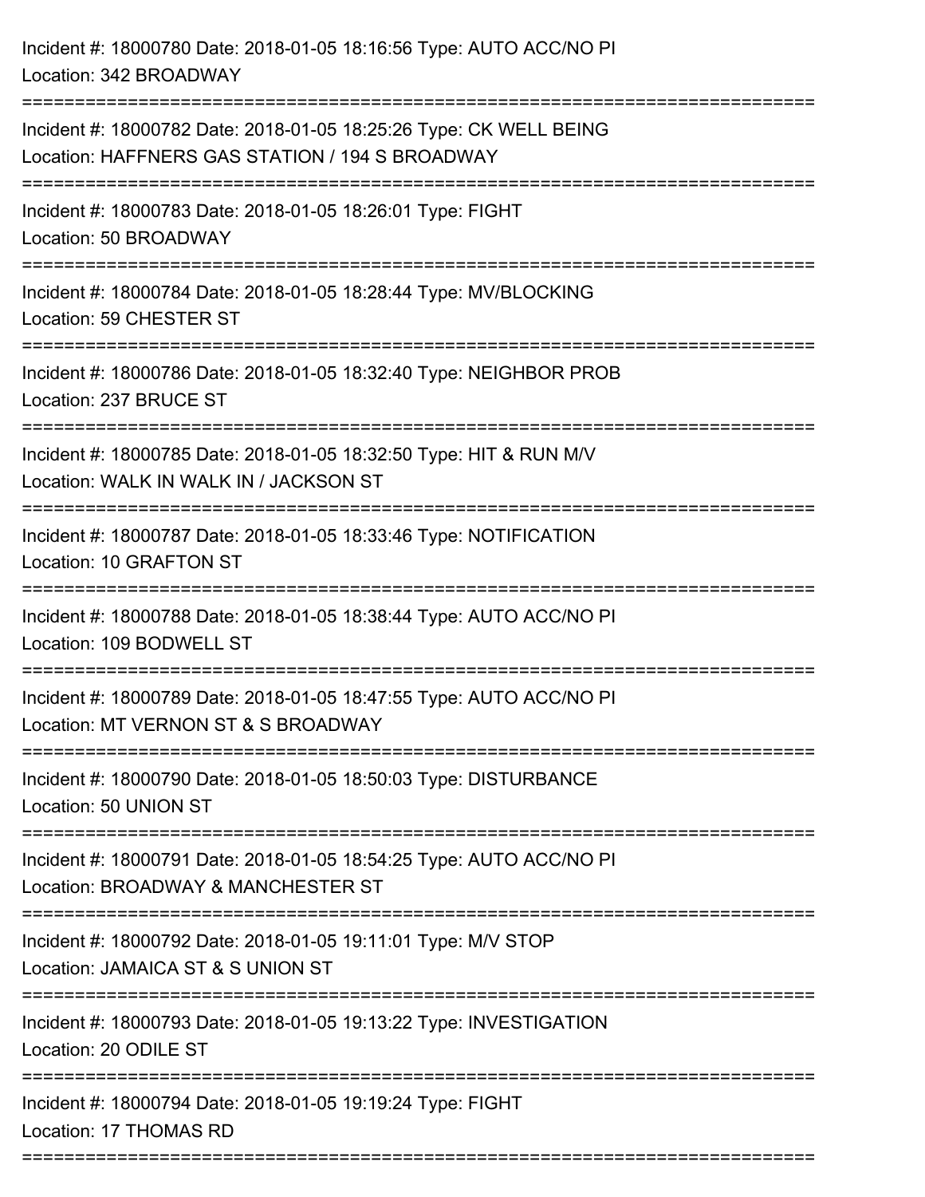Incident #: 18000780 Date: 2018-01-05 18:16:56 Type: AUTO ACC/NO PI
Location: 342 BROADWAY

===========================================================================

Incident #: 18000782 Date: 2018-01-05 18:25:26 Type: CK WELL BEING
Location: HAFFNERS GAS STATION / 194 S BROADWAY

===========================================================================

Incident #: 18000783 Date: 2018-01-05 18:26:01 Type: FIGHT
Location: 50 BROADWAY

===========================================================================

Incident #: 18000784 Date: 2018-01-05 18:28:44 Type: MV/BLOCKING
Location: 59 CHESTER ST

===========================================================================

Incident #: 18000786 Date: 2018-01-05 18:32:40 Type: NEIGHBOR PROB
Location: 237 BRUCE ST

===========================================================================

Incident #: 18000785 Date: 2018-01-05 18:32:50 Type: HIT & RUN M/V
Location: WALK IN WALK IN / JACKSON ST

===========================================================================

Incident #: 18000787 Date: 2018-01-05 18:33:46 Type: NOTIFICATION
Location: 10 GRAFTON ST

===========================================================================

Incident #: 18000788 Date: 2018-01-05 18:38:44 Type: AUTO ACC/NO PI
Location: 109 BODWELL ST

===========================================================================

Incident #: 18000789 Date: 2018-01-05 18:47:55 Type: AUTO ACC/NO PI
Location: MT VERNON ST & S BROADWAY

===========================================================================

Incident #: 18000790 Date: 2018-01-05 18:50:03 Type: DISTURBANCE
Location: 50 UNION ST

===========================================================================

Incident #: 18000791 Date: 2018-01-05 18:54:25 Type: AUTO ACC/NO PI
Location: BROADWAY & MANCHESTER ST

===========================================================================

Incident #: 18000792 Date: 2018-01-05 19:11:01 Type: M/V STOP
Location: JAMAICA ST & S UNION ST

===========================================================================

Incident #: 18000793 Date: 2018-01-05 19:13:22 Type: INVESTIGATION
Location: 20 ODILE ST

===========================================================================

Incident #: 18000794 Date: 2018-01-05 19:19:24 Type: FIGHT
Location: 17 THOMAS RD

===========================================================================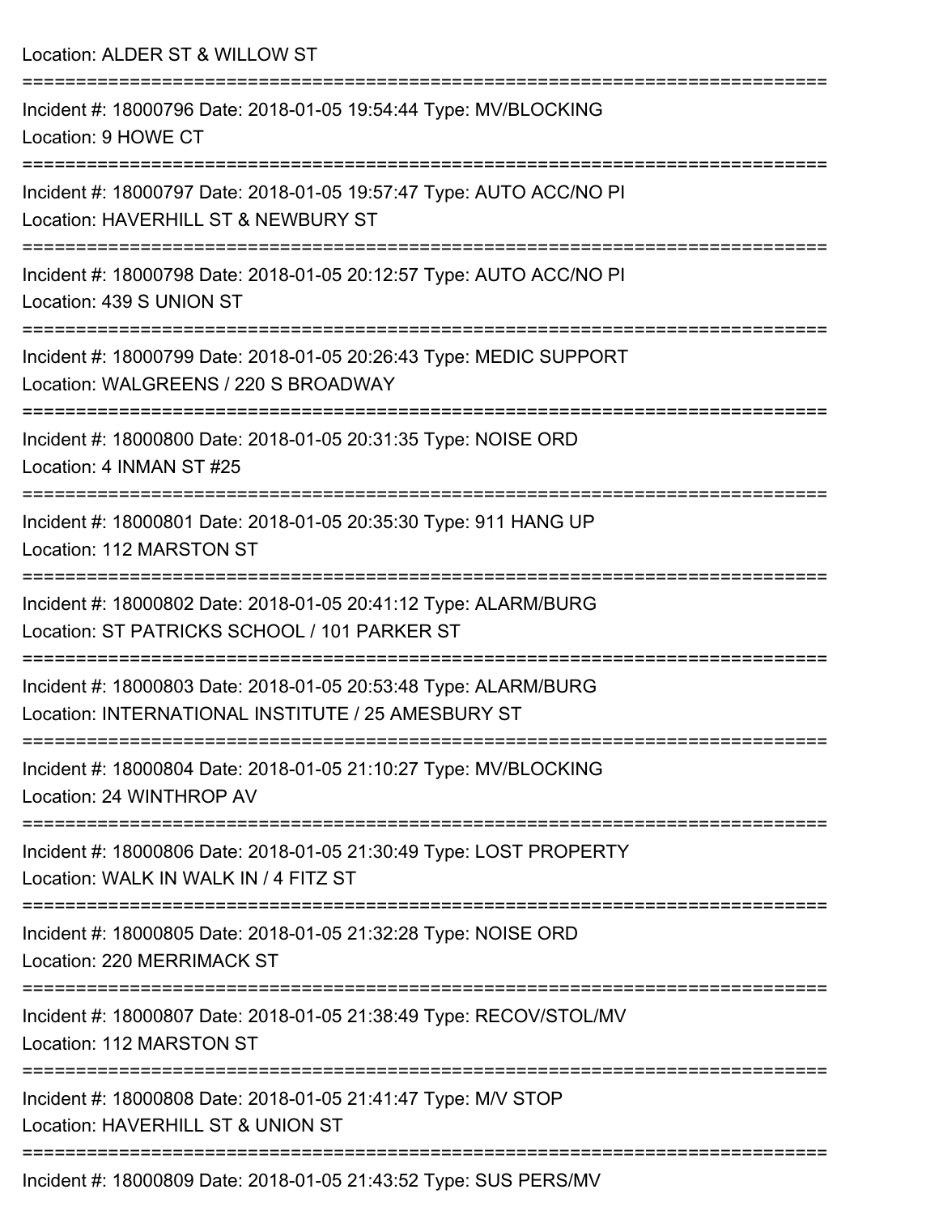Location: ALDER ST & WILLOW ST

===========================================================================

Incident #: 18000796 Date: 2018-01-05 19:54:44 Type: MV/BLOCKING
Location: 9 HOWE CT

===========================================================================

Incident #: 18000797 Date: 2018-01-05 19:57:47 Type: AUTO ACC/NO PI
Location: HAVERHILL ST & NEWBURY ST

===========================================================================

Incident #: 18000798 Date: 2018-01-05 20:12:57 Type: AUTO ACC/NO PI
Location: 439 S UNION ST

===========================================================================

Incident #: 18000799 Date: 2018-01-05 20:26:43 Type: MEDIC SUPPORT
Location: WALGREENS / 220 S BROADWAY

===========================================================================

Incident #: 18000800 Date: 2018-01-05 20:31:35 Type: NOISE ORD
Location: 4 INMAN ST #25

===========================================================================

Incident #: 18000801 Date: 2018-01-05 20:35:30 Type: 911 HANG UP
Location: 112 MARSTON ST

===========================================================================

Incident #: 18000802 Date: 2018-01-05 20:41:12 Type: ALARM/BURG
Location: ST PATRICKS SCHOOL / 101 PARKER ST

===========================================================================

Incident #: 18000803 Date: 2018-01-05 20:53:48 Type: ALARM/BURG
Location: INTERNATIONAL INSTITUTE / 25 AMESBURY ST

===========================================================================

Incident #: 18000804 Date: 2018-01-05 21:10:27 Type: MV/BLOCKING
Location: 24 WINTHROP AV

===========================================================================

Incident #: 18000806 Date: 2018-01-05 21:30:49 Type: LOST PROPERTY
Location: WALK IN WALK IN / 4 FITZ ST

===========================================================================

Incident #: 18000805 Date: 2018-01-05 21:32:28 Type: NOISE ORD
Location: 220 MERRIMACK ST

===========================================================================

Incident #: 18000807 Date: 2018-01-05 21:38:49 Type: RECOV/STOL/MV
Location: 112 MARSTON ST

===========================================================================

Incident #: 18000808 Date: 2018-01-05 21:41:47 Type: M/V STOP
Location: HAVERHILL ST & UNION ST

===========================================================================

Incident #: 18000809 Date: 2018-01-05 21:43:52 Type: SUS PERS/MV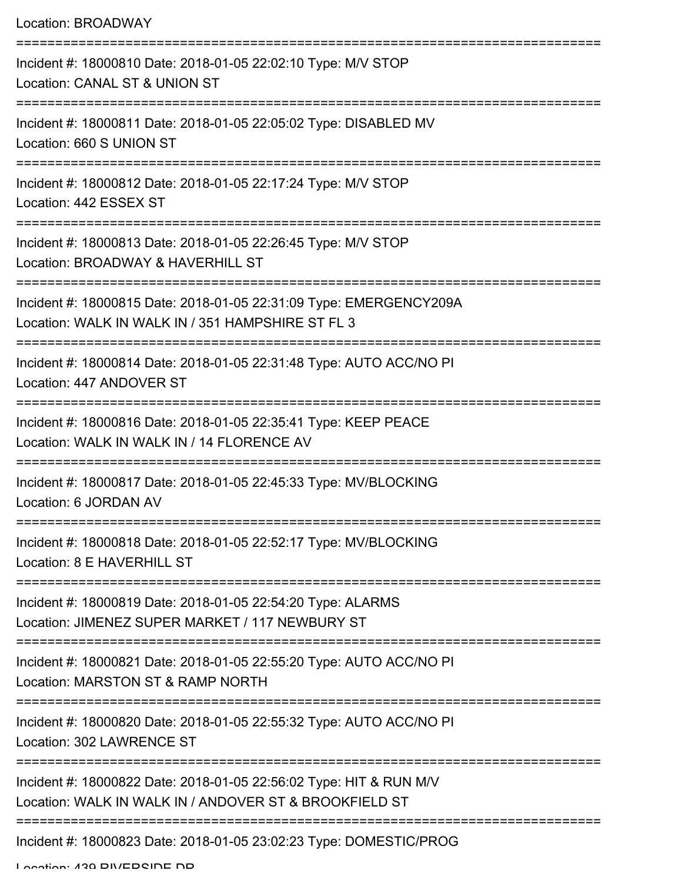Location: BROADWAY

===========================================================================

Incident #: 18000810 Date: 2018-01-05 22:02:10 Type: M/V STOP
Location: CANAL ST & UNION ST

===========================================================================

Incident #: 18000811 Date: 2018-01-05 22:05:02 Type: DISABLED MV
Location: 660 S UNION ST

===========================================================================

Incident #: 18000812 Date: 2018-01-05 22:17:24 Type: M/V STOP
Location: 442 ESSEX ST

===========================================================================

Incident #: 18000813 Date: 2018-01-05 22:26:45 Type: M/V STOP
Location: BROADWAY & HAVERHILL ST

===========================================================================

Incident #: 18000815 Date: 2018-01-05 22:31:09 Type: EMERGENCY209A
Location: WALK IN WALK IN / 351 HAMPSHIRE ST FL 3

===========================================================================

Incident #: 18000814 Date: 2018-01-05 22:31:48 Type: AUTO ACC/NO PI
Location: 447 ANDOVER ST

===========================================================================

Incident #: 18000816 Date: 2018-01-05 22:35:41 Type: KEEP PEACE
Location: WALK IN WALK IN / 14 FLORENCE AV

===========================================================================

Incident #: 18000817 Date: 2018-01-05 22:45:33 Type: MV/BLOCKING
Location: 6 JORDAN AV

===========================================================================

Incident #: 18000818 Date: 2018-01-05 22:52:17 Type: MV/BLOCKING
Location: 8 E HAVERHILL ST

===========================================================================

Incident #: 18000819 Date: 2018-01-05 22:54:20 Type: ALARMS
Location: JIMENEZ SUPER MARKET / 117 NEWBURY ST

===========================================================================

Incident #: 18000821 Date: 2018-01-05 22:55:20 Type: AUTO ACC/NO PI
Location: MARSTON ST & RAMP NORTH

===========================================================================

Incident #: 18000820 Date: 2018-01-05 22:55:32 Type: AUTO ACC/NO PI
Location: 302 LAWRENCE ST

===========================================================================

Incident #: 18000822 Date: 2018-01-05 22:56:02 Type: HIT & RUN M/V
Location: WALK IN WALK IN / ANDOVER ST & BROOKFIELD ST

===========================================================================

Incident #: 18000823 Date: 2018-01-05 23:02:23 Type: DOMESTIC/PROG
Location: 439 RIVERSIDE DR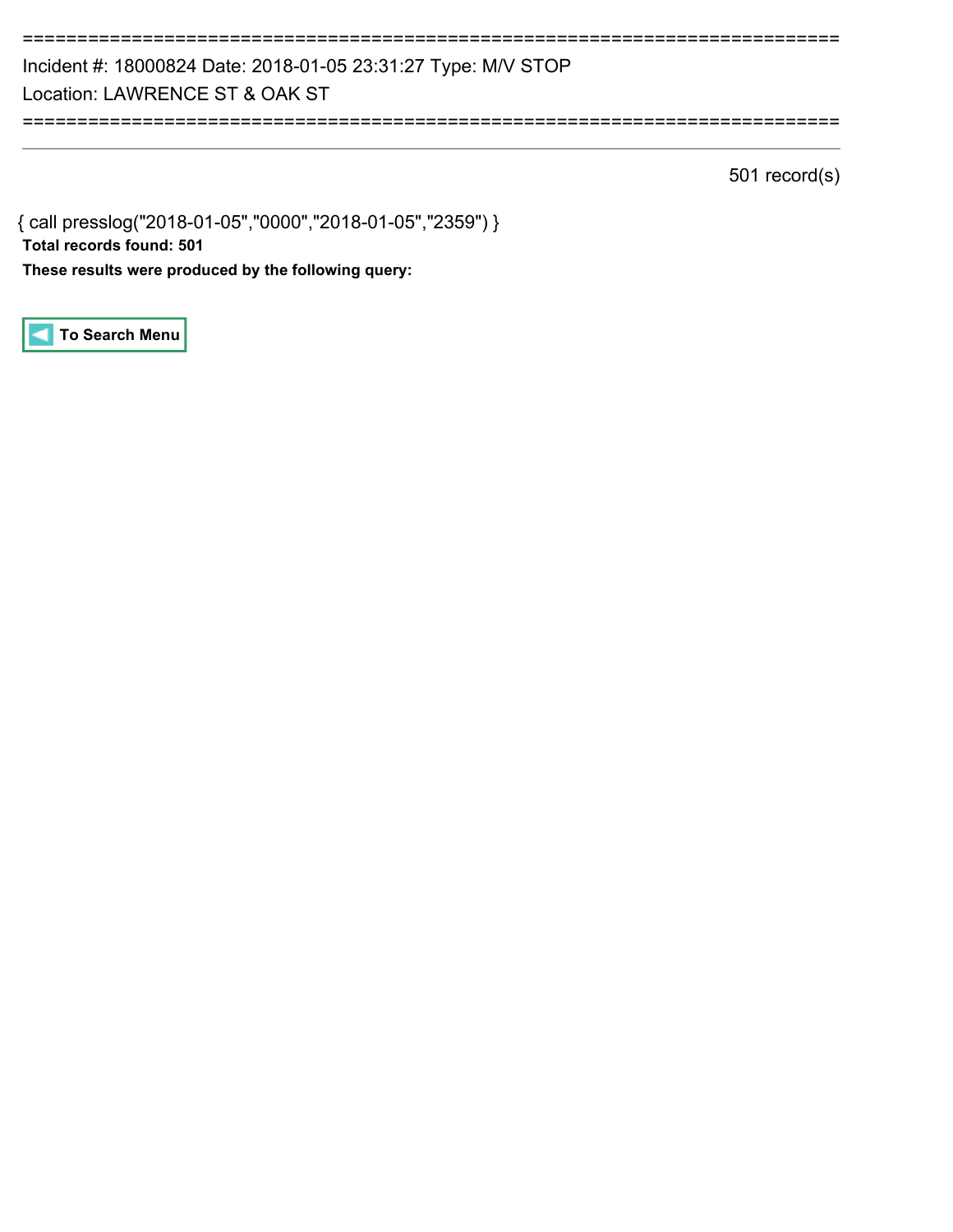===========================================================================

Incident #: 18000824 Date: 2018-01-05 23:31:27 Type: M/V STOP

Location: LAWRENCE ST & OAK ST

===========================================================================

---

501 record(s)

{ call presslog("2018-01-05","0000","2018-01-05","2359") }

**Total records found: 501**

**These results were produced by the following query:**

**To Search Menu**